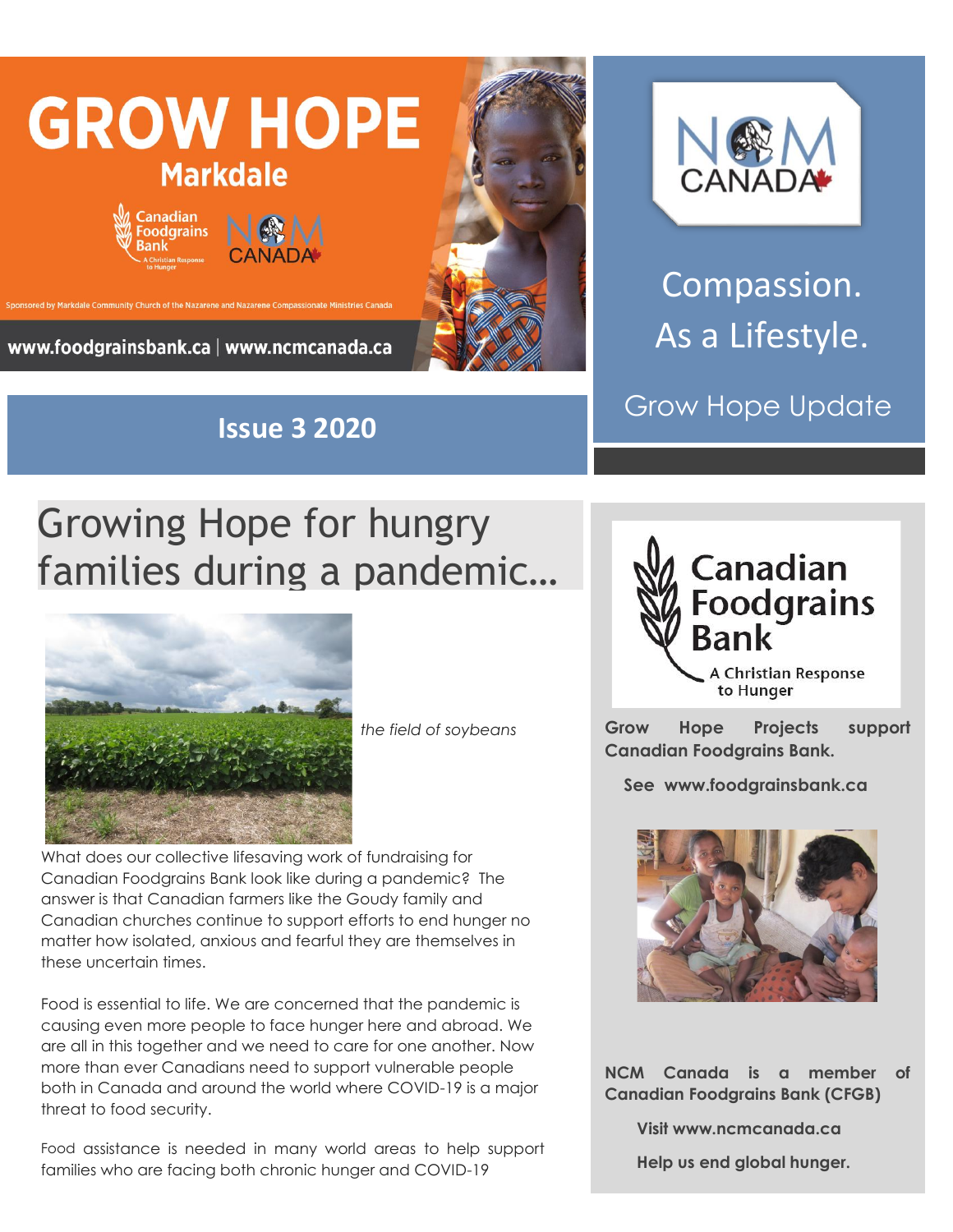# GROW HOPE

## Markdale

Canadian Foodgrains Bank — A Christian Response to Hunger

NCM CANADA

Sponsored by Markdale Community Church of the Nazarene and Nazarene Compassionate Ministries Canada

www.foodgrainsbank.ca | www.ncmcanada.ca

NCM CANADA

Compassion. As a Lifestyle.

Grow Hope Update

**Issue 3 2020**

# Growing Hope for hungry families during a pandemic…

*the field of soybeans*

What does our collective lifesaving work of fundraising for Canadian Foodgrains Bank look like during a pandemic? The answer is that Canadian farmers like the Goudy family and Canadian churches continue to support efforts to end hunger no matter how isolated, anxious and fearful they are themselves in these uncertain times.

Food is essential to life. We are concerned that the pandemic is causing even more people to face hunger here and abroad. We are all in this together and we need to care for one another. Now more than ever Canadians need to support vulnerable people both in Canada and around the world where COVID-19 is a major threat to food security.

Food assistance is needed in many world areas to help support families who are facing both chronic hunger and COVID-19

Canadian Foodgrains Bank — A Christian Response to Hunger

**Grow Hope Projects support Canadian Foodgrains Bank.**

**See www.foodgrainsbank.ca**

**NCM Canada is a member of Canadian Foodgrains Bank (CFGB)**

**Visit www.ncmcanada.ca**

**Help us end global hunger.**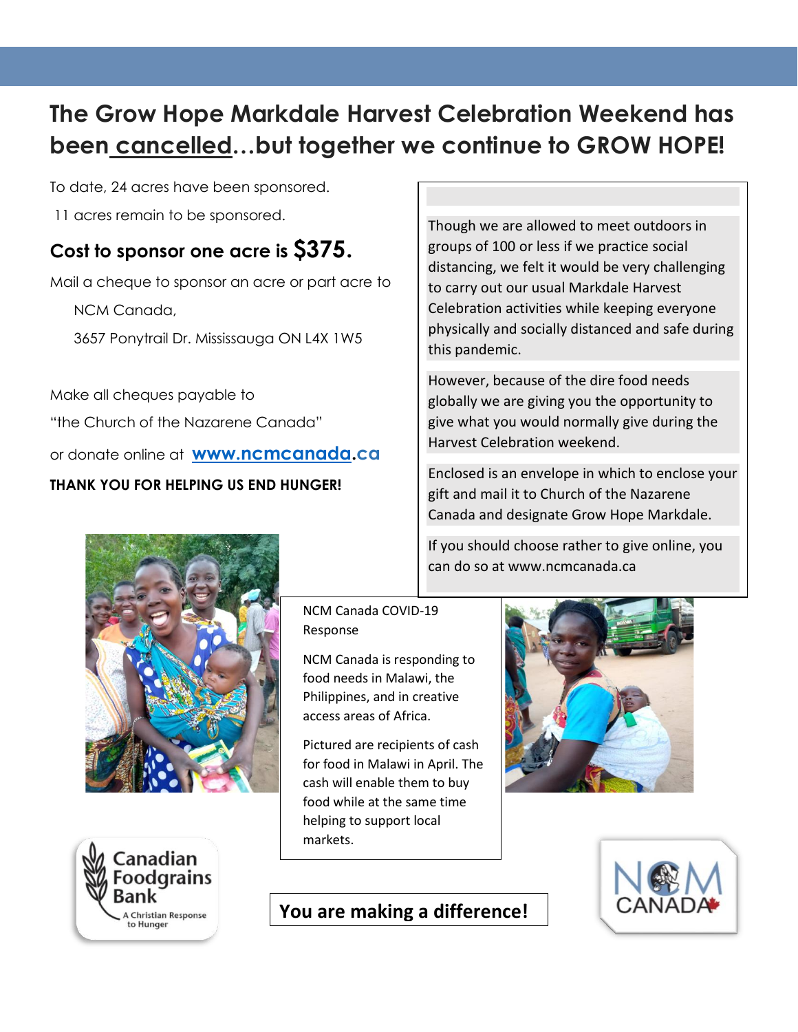# The Grow Hope Markdale Harvest Celebration Weekend has been cancelled…but together we continue to GROW HOPE!

To date, 24 acres have been sponsored.

11 acres remain to be sponsored.

## Cost to sponsor one acre is $375.

Mail a cheque to sponsor an acre or part acre to

NCM Canada,

3657 Ponytrail Dr. Mississauga ON L4X 1W5

Make all cheques payable to

"the Church of the Nazarene Canada"

or donate online at **www.ncmcanada.ca**

**THANK YOU FOR HELPING US END HUNGER!**

Though we are allowed to meet outdoors in groups of 100 or less if we practice social distancing, we felt it would be very challenging to carry out our usual Markdale Harvest Celebration activities while keeping everyone physically and socially distanced and safe during this pandemic.

However, because of the dire food needs globally we are giving you the opportunity to give what you would normally give during the Harvest Celebration weekend.

Enclosed is an envelope in which to enclose your gift and mail it to Church of the Nazarene Canada and designate Grow Hope Markdale.

If you should choose rather to give online, you can do so at www.ncmcanada.ca

NCM Canada COVID-19 Response

NCM Canada is responding to food needs in Malawi, the Philippines, and in creative access areas of Africa.

Pictured are recipients of cash for food in Malawi in April. The cash will enable them to buy food while at the same time helping to support local markets.

Canadian Foodgrains Bank

A Christian Response to Hunger

**You are making a difference!**

NCM CANADA